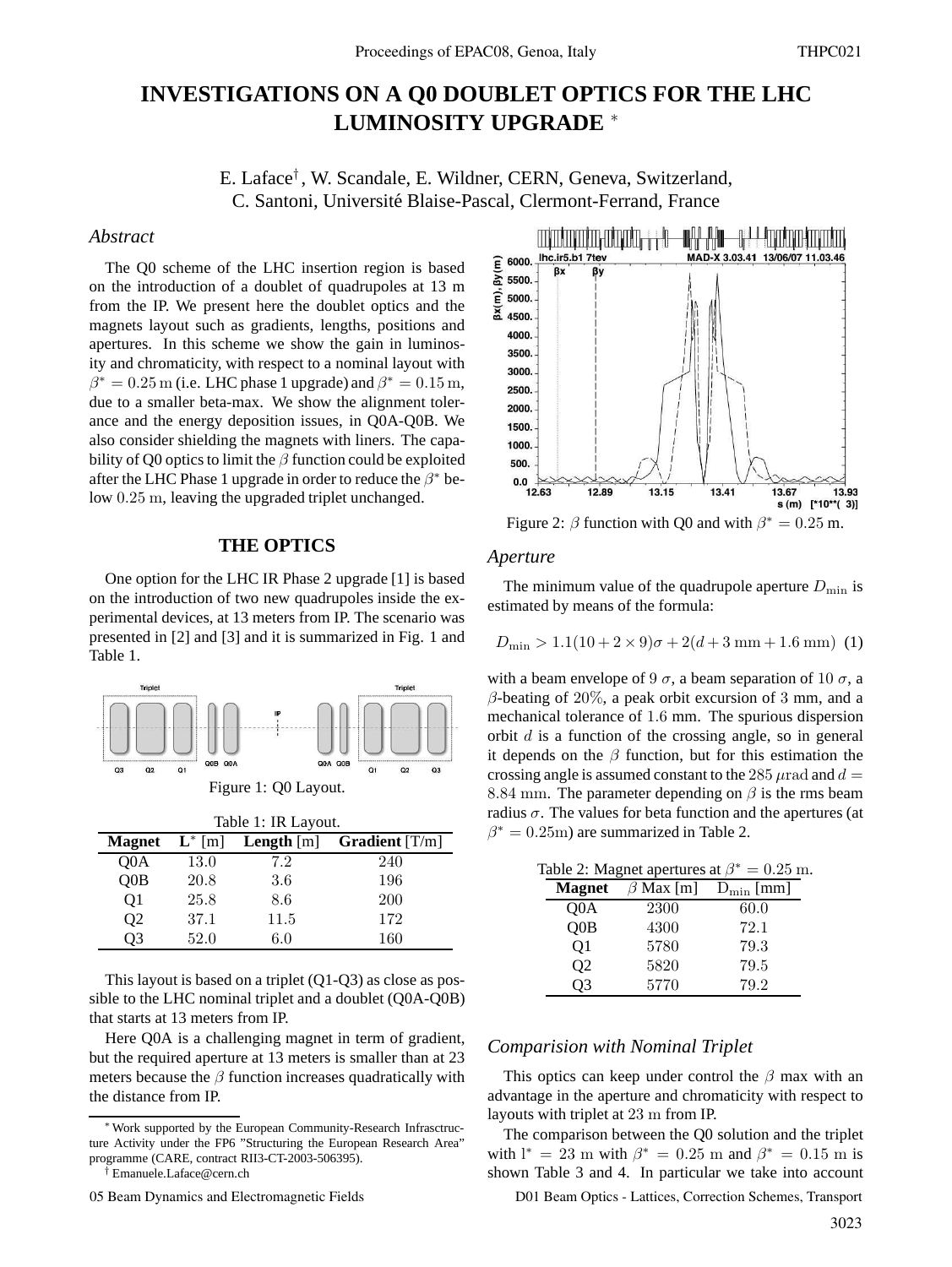# INVESTIGATIONS ON A Q0 DOUBLET OPTICS FOR THE LHC LUMINOSITY UPGRADE *

E. Laface†, W. Scandale, E. Wildner, CERN, Geneva, Switzerland, C. Santoni, Université Blaise-Pascal, Clermont-Ferrand, France

## *Abstract*

The Q0 scheme of the LHC insertion region is based on the introduction of a doublet of quadrupoles at 13 m from the IP. We present here the doublet optics and the magnets layout such as gradients, lengths, positions and apertures. In this scheme we show the gain in luminosity and chromaticity, with respect to a nominal layout with $\beta^* = 0.25$ m (i.e. LHC phase 1 upgrade) and $\beta^* = 0.15$ m, due to a smaller beta-max. We show the alignment tolerance and the energy deposition issues, in Q0A-Q0B. We also consider shielding the magnets with liners. The capability of Q0 optics to limit the $\beta$ function could be exploited after the LHC Phase 1 upgrade in order to reduce the $\beta^*$ below $0.25$ m, leaving the upgraded triplet unchanged.

## THE OPTICS

One option for the LHC IR Phase 2 upgrade [1] is based on the introduction of two new quadrupoles inside the experimental devices, at 13 meters from IP. The scenario was presented in [2] and [3] and it is summarized in Fig. 1 and Table 1.

Figure 1: Q0 Layout.

Table 1: IR Layout.

| Magnet | $\mathbf{L}^*$ [m] | Length [m] | Gradient [T/m] |
|---|---|---|---|
| Q0A | 13.0 | 7.2 | 240 |
| Q0B | 20.8 | 3.6 | 196 |
| Q1 | 25.8 | 8.6 | 200 |
| Q2 | 37.1 | 11.5 | 172 |
| Q3 | 52.0 | 6.0 | 160 |

This layout is based on a triplet (Q1-Q3) as close as possible to the LHC nominal triplet and a doublet (Q0A-Q0B) that starts at 13 meters from IP.

Here Q0A is a challenging magnet in term of gradient, but the required aperture at 13 meters is smaller than at 23 meters because the $\beta$ function increases quadratically with the distance from IP.

Figure 2: $\beta$ function with Q0 and with $\beta^* = 0.25$ m.

### *Aperture*

The minimum value of the quadrupole aperture $D_{\min}$ is estimated by means of the formula:

$$D_{\min} > 1.1(10 + 2 \times 9)\sigma + 2(d + 3\text{ mm} + 1.6\text{ mm}) \quad (1)$$

with a beam envelope of 9 $\sigma$, a beam separation of 10 $\sigma$, a $\beta$-beating of 20%, a peak orbit excursion of 3 mm, and a mechanical tolerance of 1.6 mm. The spurious dispersion orbit $d$ is a function of the crossing angle, so in general it depends on the $\beta$ function, but for this estimation the crossing angle is assumed constant to the 285 $\mu$rad and $d = 8.84$ mm. The parameter depending on $\beta$ is the rms beam radius $\sigma$. The values for beta function and the apertures (at $\beta^* = 0.25$m) are summarized in Table 2.

Table 2: Magnet apertures at $\beta^* = 0.25$ m.

| Magnet | $\beta$ Max [m] | $\mathrm{D}_{\min}$ [mm] |
|---|---|---|
| Q0A | 2300 | 60.0 |
| Q0B | 4300 | 72.1 |
| Q1 | 5780 | 79.3 |
| Q2 | 5820 | 79.5 |
| Q3 | 5770 | 79.2 |

### *Comparision with Nominal Triplet*

This optics can keep under control the $\beta$ max with an advantage in the aperture and chromaticity with respect to layouts with triplet at 23 m from IP.

The comparison between the Q0 solution and the triplet with $l^* = 23$ m with $\beta^* = 0.25$ m and $\beta^* = 0.15$ m is shown Table 3 and 4. In particular we take into account

* Work supported by the European Community-Research Infrasctructure Activity under the FP6 "Structuring the European Research Area" programme (CARE, contract RII3-CT-2003-506395).

† Emanuele.Laface@cern.ch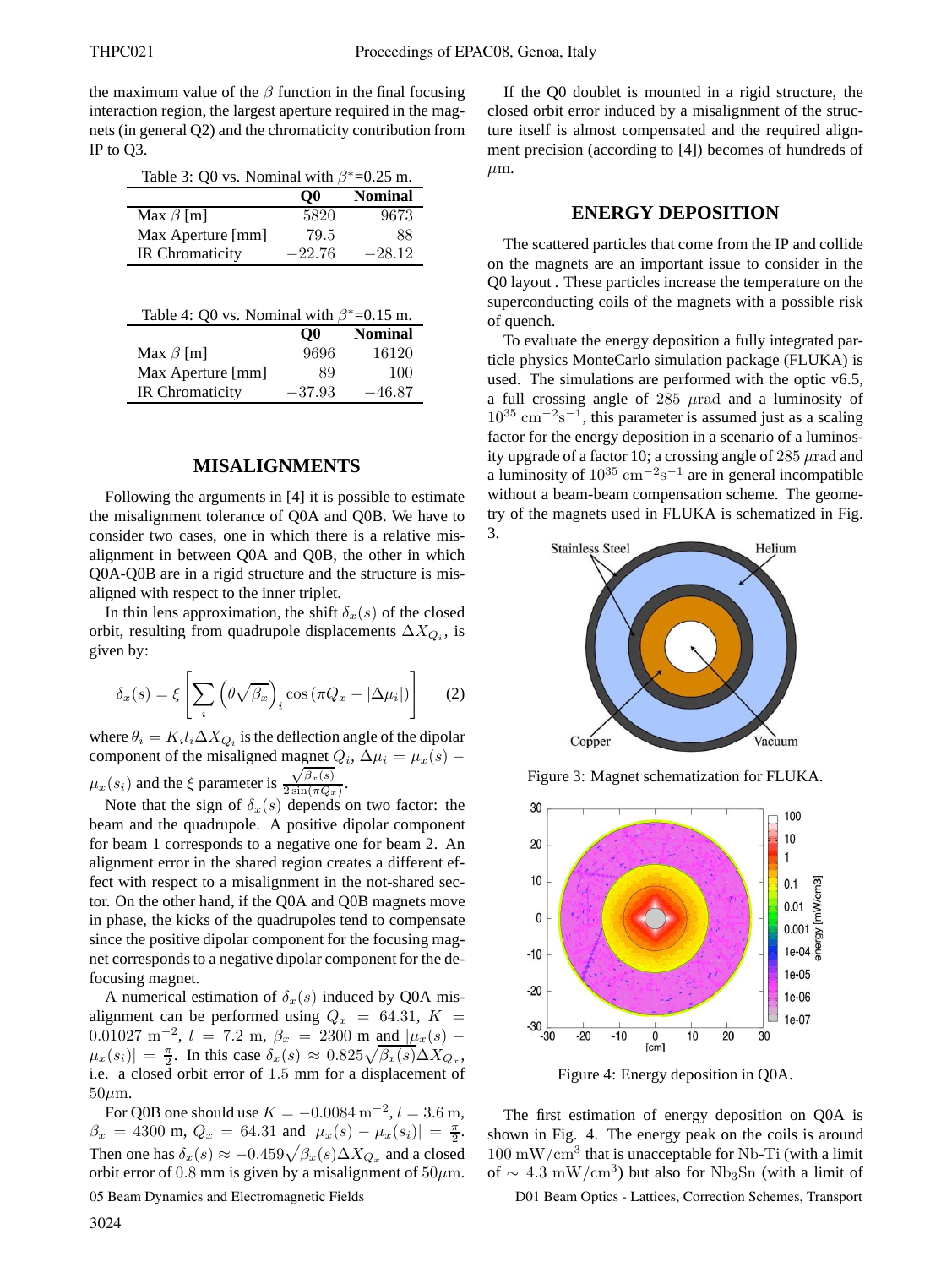the maximum value of the $\beta$ function in the final focusing interaction region, the largest aperture required in the magnets (in general Q2) and the chromaticity contribution from IP to Q3.

Table 3: Q0 vs. Nominal with $\beta^*$=0.25 m.

| | Q0 | Nominal |
|---|---|---|
| Max $\beta$ [m] | 5820 | 9673 |
| Max Aperture [mm] | 79.5 | 88 |
| IR Chromaticity | $-22.76$ | $-28.12$ |

Table 4: Q0 vs. Nominal with $\beta^*$=0.15 m.

| | Q0 | Nominal |
|---|---|---|
| Max $\beta$ [m] | 9696 | 16120 |
| Max Aperture [mm] | 89 | 100 |
| IR Chromaticity | $-37.93$ | $-46.87$ |

## MISALIGNMENTS

Following the arguments in [4] it is possible to estimate the misalignment tolerance of Q0A and Q0B. We have to consider two cases, one in which there is a relative misalignment in between Q0A and Q0B, the other in which Q0A-Q0B are in a rigid structure and the structure is misaligned with respect to the inner triplet.

In thin lens approximation, the shift $\delta_x(s)$ of the closed orbit, resulting from quadrupole displacements $\Delta X_{Q_i}$, is given by:

$$\delta_x(s) = \xi \left[ \sum_i \left( \theta \sqrt{\beta_x} \right)_i \cos\left(\pi Q_x - |\Delta\mu_i|\right) \right] \qquad (2)$$

where $\theta_i = K_i l_i \Delta X_{Q_i}$ is the deflection angle of the dipolar component of the misaligned magnet $Q_i$, $\Delta\mu_i = \mu_x(s) - \mu_x(s_i)$ and the $\xi$ parameter is $\frac{\sqrt{\beta_x(s)}}{2\sin(\pi Q_x)}$.

Note that the sign of $\delta_x(s)$ depends on two factor: the beam and the quadrupole. A positive dipolar component for beam 1 corresponds to a negative one for beam 2. An alignment error in the shared region creates a different effect with respect to a misalignment in the not-shared sector. On the other hand, if the Q0A and Q0B magnets move in phase, the kicks of the quadrupoles tend to compensate since the positive dipolar component for the focusing magnet corresponds to a negative dipolar component for the defocusing magnet.

A numerical estimation of $\delta_x(s)$ induced by Q0A misalignment can be performed using $Q_x = 64.31$, $K = 0.01027\ \mathrm{m}^{-2}$, $l = 7.2$ m, $\beta_x = 2300$ m and $|\mu_x(s) - \mu_x(s_i)| = \frac{\pi}{2}$. In this case $\delta_x(s) \approx 0.825\sqrt{\beta_x(s)}\Delta X_{Q_x}$, i.e. a closed orbit error of 1.5 mm for a displacement of $50\mu$m.

For Q0B one should use $K = -0.0084\,\mathrm{m}^{-2}$, $l = 3.6$ m, $\beta_x = 4300$ m, $Q_x = 64.31$ and $|\mu_x(s) - \mu_x(s_i)| = \frac{\pi}{2}$. Then one has $\delta_x(s) \approx -0.459\sqrt{\beta_x(s)}\Delta X_{Q_x}$ and a closed orbit error of 0.8 mm is given by a misalignment of $50\mu$m.

If the Q0 doublet is mounted in a rigid structure, the closed orbit error induced by a misalignment of the structure itself is almost compensated and the required alignment precision (according to [4]) becomes of hundreds of $\mu$m.

## ENERGY DEPOSITION

The scattered particles that come from the IP and collide on the magnets are an important issue to consider in the Q0 layout . These particles increase the temperature on the superconducting coils of the magnets with a possible risk of quench.

To evaluate the energy deposition a fully integrated particle physics MonteCarlo simulation package (FLUKA) is used. The simulations are performed with the optic v6.5, a full crossing angle of 285 $\mu$rad and a luminosity of $10^{35}\ \mathrm{cm}^{-2}\mathrm{s}^{-1}$, this parameter is assumed just as a scaling factor for the energy deposition in a scenario of a luminosity upgrade of a factor 10; a crossing angle of 285 $\mu$rad and a luminosity of $10^{35}\ \mathrm{cm}^{-2}\mathrm{s}^{-1}$ are in general incompatible without a beam-beam compensation scheme. The geometry of the magnets used in FLUKA is schematized in Fig. 3.

Figure 3: Magnet schematization for FLUKA.

Figure 4: Energy deposition in Q0A.

The first estimation of energy deposition on Q0A is shown in Fig. 4. The energy peak on the coils is around $100\ \mathrm{mW/cm^3}$ that is unacceptable for Nb-Ti (with a limit of $\sim 4.3\ \mathrm{mW/cm^3}$) but also for $Nb_3Sn$ (with a limit of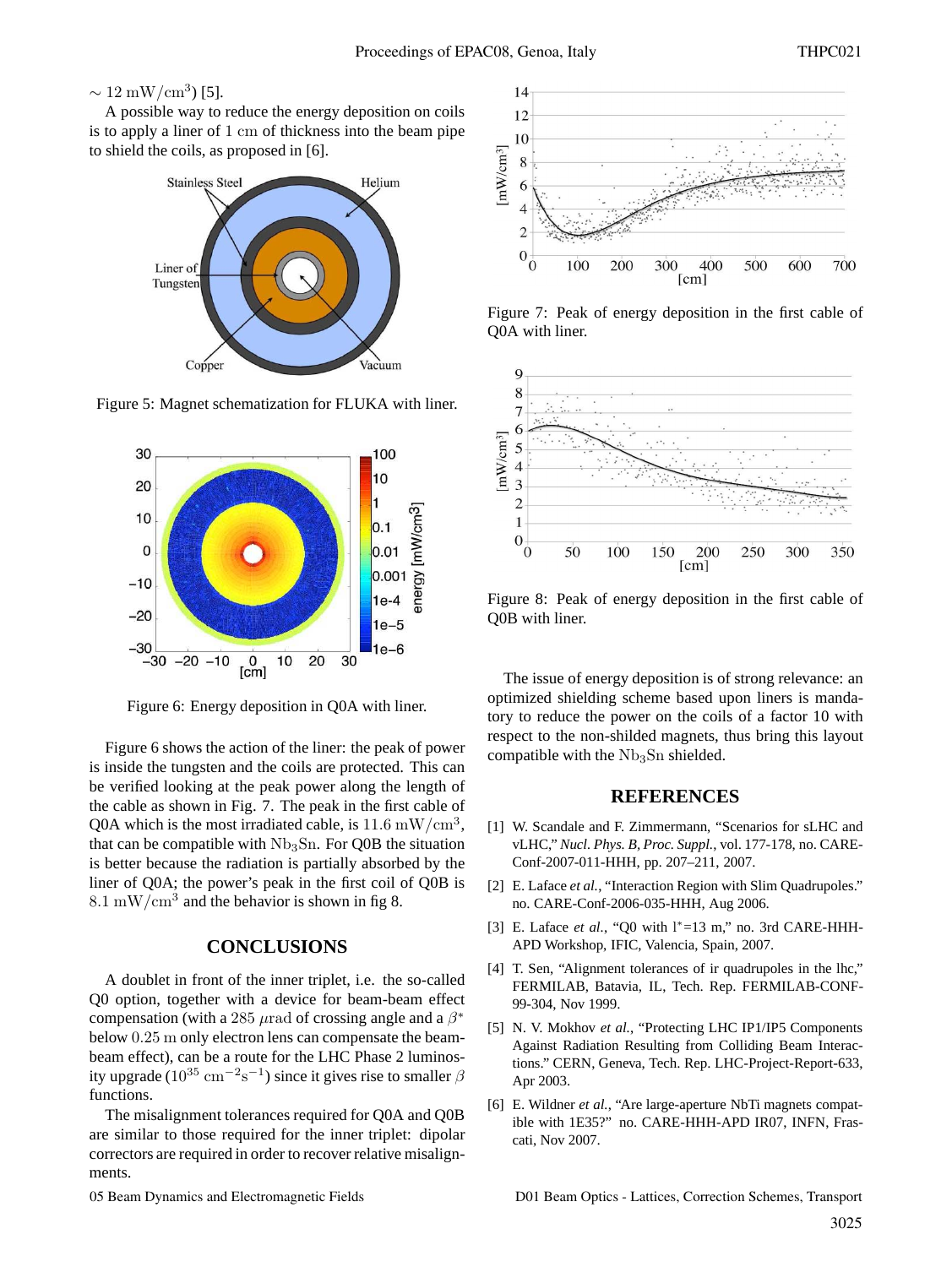$\sim 12\ \mathrm{mW/cm^3}$) [5].

A possible way to reduce the energy deposition on coils is to apply a liner of 1 cm of thickness into the beam pipe to shield the coils, as proposed in [6].

Stainless Steel
Helium
Liner of Tungsten
Copper
Vacuum

Figure 5: Magnet schematization for FLUKA with liner.

30
20
10
0
−10
−20
−30
−30 −20 −10 0 10 20 30
[cm]
100
10
1
0.1
0.01
0.001
1e-4
1e-5
1e-6
energy [mW/cm3]

Figure 6: Energy deposition in Q0A with liner.

Figure 6 shows the action of the liner: the peak of power is inside the tungsten and the coils are protected. This can be verified looking at the peak power along the length of the cable as shown in Fig. 7. The peak in the first cable of Q0A which is the most irradiated cable, is $11.6\ \mathrm{mW/cm^3}$, that can be compatible with $\mathrm{Nb_3Sn}$. For Q0B the situation is better because the radiation is partially absorbed by the liner of Q0A; the power's peak in the first coil of Q0B is $8.1\ \mathrm{mW/cm^3}$ and the behavior is shown in fig 8.

## CONCLUSIONS

A doublet in front of the inner triplet, i.e. the so-called Q0 option, together with a device for beam-beam effect compensation (with a $285\ \mu\mathrm{rad}$ of crossing angle and a $\beta^*$ below $0.25$ m only electron lens can compensate the beam-beam effect), can be a route for the LHC Phase 2 luminosity upgrade ($10^{35}\ \mathrm{cm^{-2}s^{-1}}$) since it gives rise to smaller $\beta$ functions.

The misalignment tolerances required for Q0A and Q0B are similar to those required for the inner triplet: dipolar correctors are required in order to recover relative misalignments.

[mW/cm³]
14
12
10
8
6
4
2
0
0 100 200 300 400 500 600 700
[cm]

Figure 7: Peak of energy deposition in the first cable of Q0A with liner.

[mW/cm³]
9
8
7
6
5
4
3
2
1
0
0 50 100 150 200 250 300 350
[cm]

Figure 8: Peak of energy deposition in the first cable of Q0B with liner.

The issue of energy deposition is of strong relevance: an optimized shielding scheme based upon liners is mandatory to reduce the power on the coils of a factor 10 with respect to the non-shilded magnets, thus bring this layout compatible with the $\mathrm{Nb_3Sn}$ shielded.

## REFERENCES

[1] W. Scandale and F. Zimmermann, "Scenarios for sLHC and vLHC," *Nucl. Phys. B, Proc. Suppl.*, vol. 177-178, no. CARE-Conf-2007-011-HHH, pp. 207–211, 2007.

[2] E. Laface *et al.*, "Interaction Region with Slim Quadrupoles." no. CARE-Conf-2006-035-HHH, Aug 2006.

[3] E. Laface *et al.*, "Q0 with l*=13 m," no. 3rd CARE-HHH-APD Workshop, IFIC, Valencia, Spain, 2007.

[4] T. Sen, "Alignment tolerances of ir quadrupoles in the lhc," FERMILAB, Batavia, IL, Tech. Rep. FERMILAB-CONF-99-304, Nov 1999.

[5] N. V. Mokhov *et al.*, "Protecting LHC IP1/IP5 Components Against Radiation Resulting from Colliding Beam Interactions." CERN, Geneva, Tech. Rep. LHC-Project-Report-633, Apr 2003.

[6] E. Wildner *et al.*, "Are large-aperture NbTi magnets compatible with 1E35?" no. CARE-HHH-APD IR07, INFN, Frascati, Nov 2007.